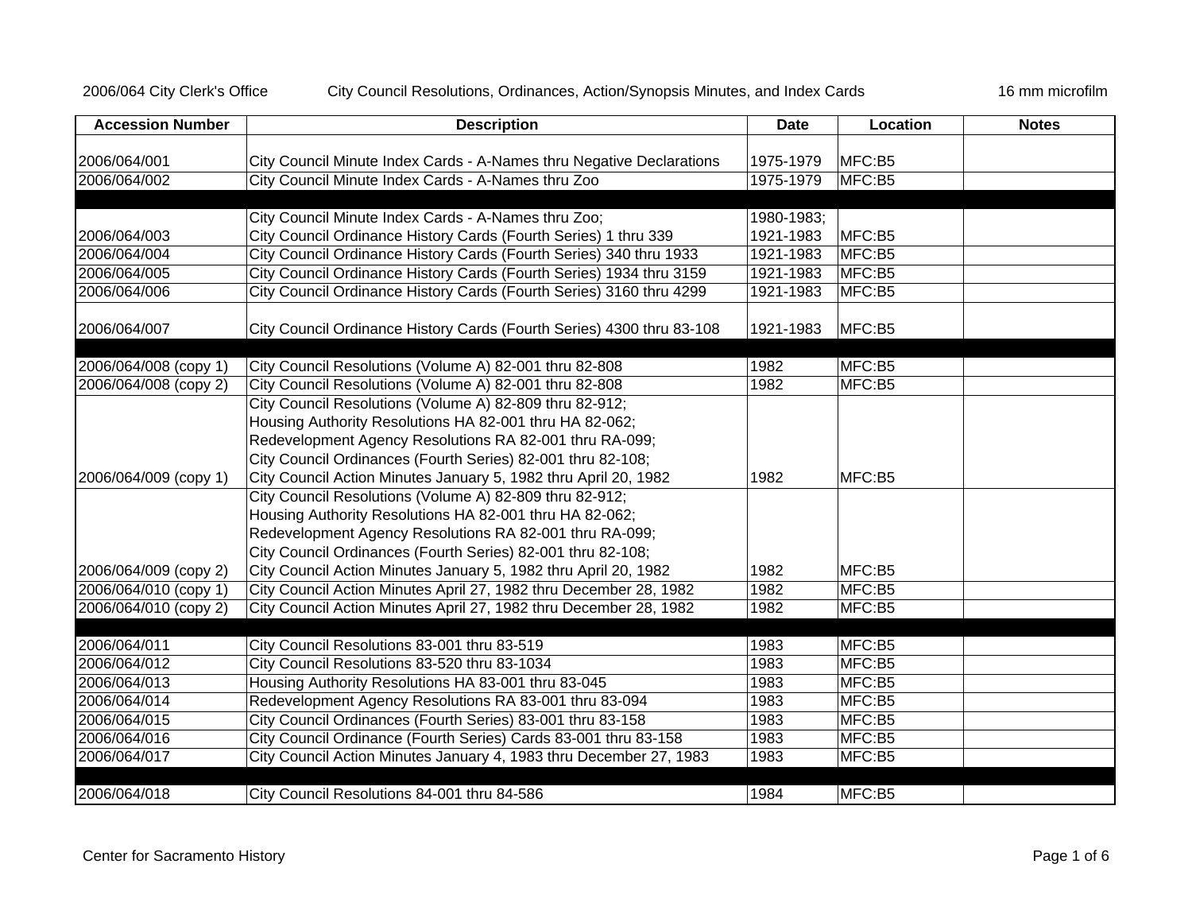2006/064 City Clerk's Office — City Council Resolutions, Ordinances, Action/Synopsis Minutes, and Index Cards — 16 mm microfilm

| Accession Number | Description | Date | Location | Notes |
|---|---|---|---|---|
| 2006/064/001 | City Council Minute Index Cards - A-Names thru Negative Declarations | 1975-1979 | MFC:B5 | |
| 2006/064/002 | City Council Minute Index Cards - A-Names thru Zoo | 1975-1979 | MFC:B5 | |
| | | | | |
| 2006/064/003 | City Council Minute Index Cards - A-Names thru Zoo; City Council Ordinance History Cards (Fourth Series) 1 thru 339 | 1980-1983; 1921-1983 | MFC:B5 | |
| 2006/064/004 | City Council Ordinance History Cards (Fourth Series) 340 thru 1933 | 1921-1983 | MFC:B5 | |
| 2006/064/005 | City Council Ordinance History Cards (Fourth Series) 1934 thru 3159 | 1921-1983 | MFC:B5 | |
| 2006/064/006 | City Council Ordinance History Cards (Fourth Series) 3160 thru 4299 | 1921-1983 | MFC:B5 | |
| 2006/064/007 | City Council Ordinance History Cards (Fourth Series) 4300 thru 83-108 | 1921-1983 | MFC:B5 | |
| | | | | |
| 2006/064/008 (copy 1) | City Council Resolutions (Volume A) 82-001 thru 82-808 | 1982 | MFC:B5 | |
| 2006/064/008 (copy 2) | City Council Resolutions (Volume A) 82-001 thru 82-808 | 1982 | MFC:B5 | |
| 2006/064/009 (copy 1) | City Council Resolutions (Volume A) 82-809 thru 82-912; Housing Authority Resolutions HA 82-001 thru HA 82-062; Redevelopment Agency Resolutions RA 82-001 thru RA-099; City Council Ordinances (Fourth Series) 82-001 thru 82-108; City Council Action Minutes January 5, 1982 thru April 20, 1982 | 1982 | MFC:B5 | |
| 2006/064/009 (copy 2) | City Council Resolutions (Volume A) 82-809 thru 82-912; Housing Authority Resolutions HA 82-001 thru HA 82-062; Redevelopment Agency Resolutions RA 82-001 thru RA-099; City Council Ordinances (Fourth Series) 82-001 thru 82-108; City Council Action Minutes January 5, 1982 thru April 20, 1982 | 1982 | MFC:B5 | |
| 2006/064/010 (copy 1) | City Council Action Minutes April 27, 1982 thru December 28, 1982 | 1982 | MFC:B5 | |
| 2006/064/010 (copy 2) | City Council Action Minutes April 27, 1982 thru December 28, 1982 | 1982 | MFC:B5 | |
| | | | | |
| 2006/064/011 | City Council Resolutions 83-001 thru 83-519 | 1983 | MFC:B5 | |
| 2006/064/012 | City Council Resolutions 83-520 thru 83-1034 | 1983 | MFC:B5 | |
| 2006/064/013 | Housing Authority Resolutions HA 83-001 thru 83-045 | 1983 | MFC:B5 | |
| 2006/064/014 | Redevelopment Agency Resolutions RA 83-001 thru 83-094 | 1983 | MFC:B5 | |
| 2006/064/015 | City Council Ordinances (Fourth Series) 83-001 thru 83-158 | 1983 | MFC:B5 | |
| 2006/064/016 | City Council Ordinance (Fourth Series) Cards 83-001 thru 83-158 | 1983 | MFC:B5 | |
| 2006/064/017 | City Council Action Minutes January 4, 1983 thru December 27, 1983 | 1983 | MFC:B5 | |
| | | | | |
| 2006/064/018 | City Council Resolutions 84-001 thru 84-586 | 1984 | MFC:B5 | |

Center for Sacramento History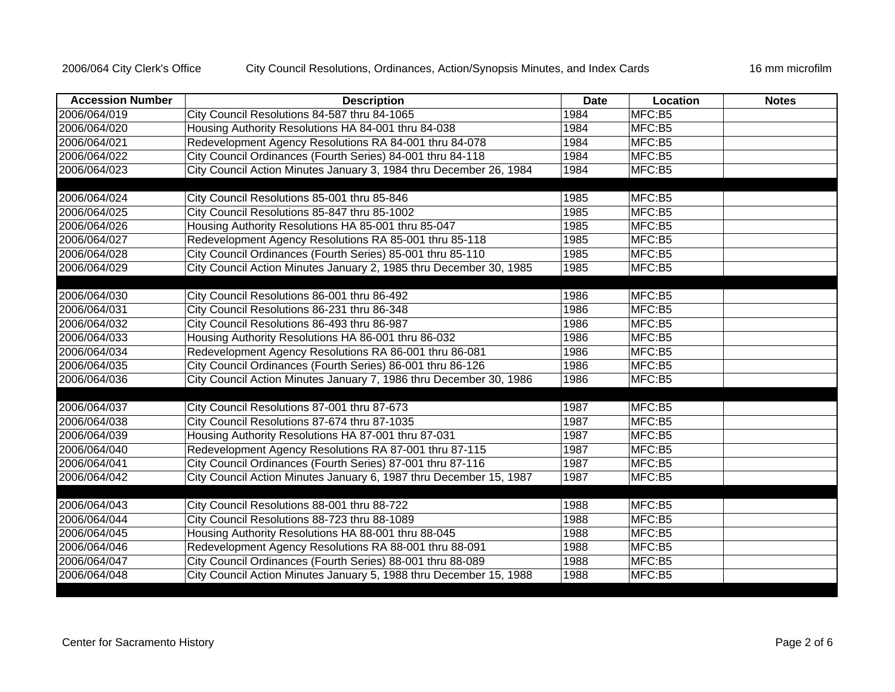| Accession Number | Description | Date | Location | Notes |
|---|---|---|---|---|
| 2006/064/019 | City Council Resolutions 84-587 thru 84-1065 | 1984 | MFC:B5 | |
| 2006/064/020 | Housing Authority Resolutions HA 84-001 thru 84-038 | 1984 | MFC:B5 | |
| 2006/064/021 | Redevelopment Agency Resolutions RA 84-001 thru 84-078 | 1984 | MFC:B5 | |
| 2006/064/022 | City Council Ordinances (Fourth Series) 84-001 thru 84-118 | 1984 | MFC:B5 | |
| 2006/064/023 | City Council Action Minutes January 3, 1984 thru December 26, 1984 | 1984 | MFC:B5 | |
| | | | | |
| 2006/064/024 | City Council Resolutions 85-001 thru 85-846 | 1985 | MFC:B5 | |
| 2006/064/025 | City Council Resolutions 85-847 thru 85-1002 | 1985 | MFC:B5 | |
| 2006/064/026 | Housing Authority Resolutions HA 85-001 thru 85-047 | 1985 | MFC:B5 | |
| 2006/064/027 | Redevelopment Agency Resolutions RA 85-001 thru 85-118 | 1985 | MFC:B5 | |
| 2006/064/028 | City Council Ordinances (Fourth Series) 85-001 thru 85-110 | 1985 | MFC:B5 | |
| 2006/064/029 | City Council Action Minutes January 2, 1985 thru December 30, 1985 | 1985 | MFC:B5 | |
| | | | | |
| 2006/064/030 | City Council Resolutions 86-001 thru 86-492 | 1986 | MFC:B5 | |
| 2006/064/031 | City Council Resolutions 86-231 thru 86-348 | 1986 | MFC:B5 | |
| 2006/064/032 | City Council Resolutions 86-493 thru 86-987 | 1986 | MFC:B5 | |
| 2006/064/033 | Housing Authority Resolutions HA 86-001 thru 86-032 | 1986 | MFC:B5 | |
| 2006/064/034 | Redevelopment Agency Resolutions RA 86-001 thru 86-081 | 1986 | MFC:B5 | |
| 2006/064/035 | City Council Ordinances (Fourth Series) 86-001 thru 86-126 | 1986 | MFC:B5 | |
| 2006/064/036 | City Council Action Minutes January 7, 1986 thru December 30, 1986 | 1986 | MFC:B5 | |
| | | | | |
| 2006/064/037 | City Council Resolutions 87-001 thru 87-673 | 1987 | MFC:B5 | |
| 2006/064/038 | City Council Resolutions 87-674 thru 87-1035 | 1987 | MFC:B5 | |
| 2006/064/039 | Housing Authority Resolutions HA 87-001 thru 87-031 | 1987 | MFC:B5 | |
| 2006/064/040 | Redevelopment Agency Resolutions RA 87-001 thru 87-115 | 1987 | MFC:B5 | |
| 2006/064/041 | City Council Ordinances (Fourth Series) 87-001 thru 87-116 | 1987 | MFC:B5 | |
| 2006/064/042 | City Council Action Minutes January 6, 1987 thru December 15, 1987 | 1987 | MFC:B5 | |
| | | | | |
| 2006/064/043 | City Council Resolutions 88-001 thru 88-722 | 1988 | MFC:B5 | |
| 2006/064/044 | City Council Resolutions 88-723 thru 88-1089 | 1988 | MFC:B5 | |
| 2006/064/045 | Housing Authority Resolutions HA 88-001 thru 88-045 | 1988 | MFC:B5 | |
| 2006/064/046 | Redevelopment Agency Resolutions RA 88-001 thru 88-091 | 1988 | MFC:B5 | |
| 2006/064/047 | City Council Ordinances (Fourth Series) 88-001 thru 88-089 | 1988 | MFC:B5 | |
| 2006/064/048 | City Council Action Minutes January 5, 1988 thru December 15, 1988 | 1988 | MFC:B5 | |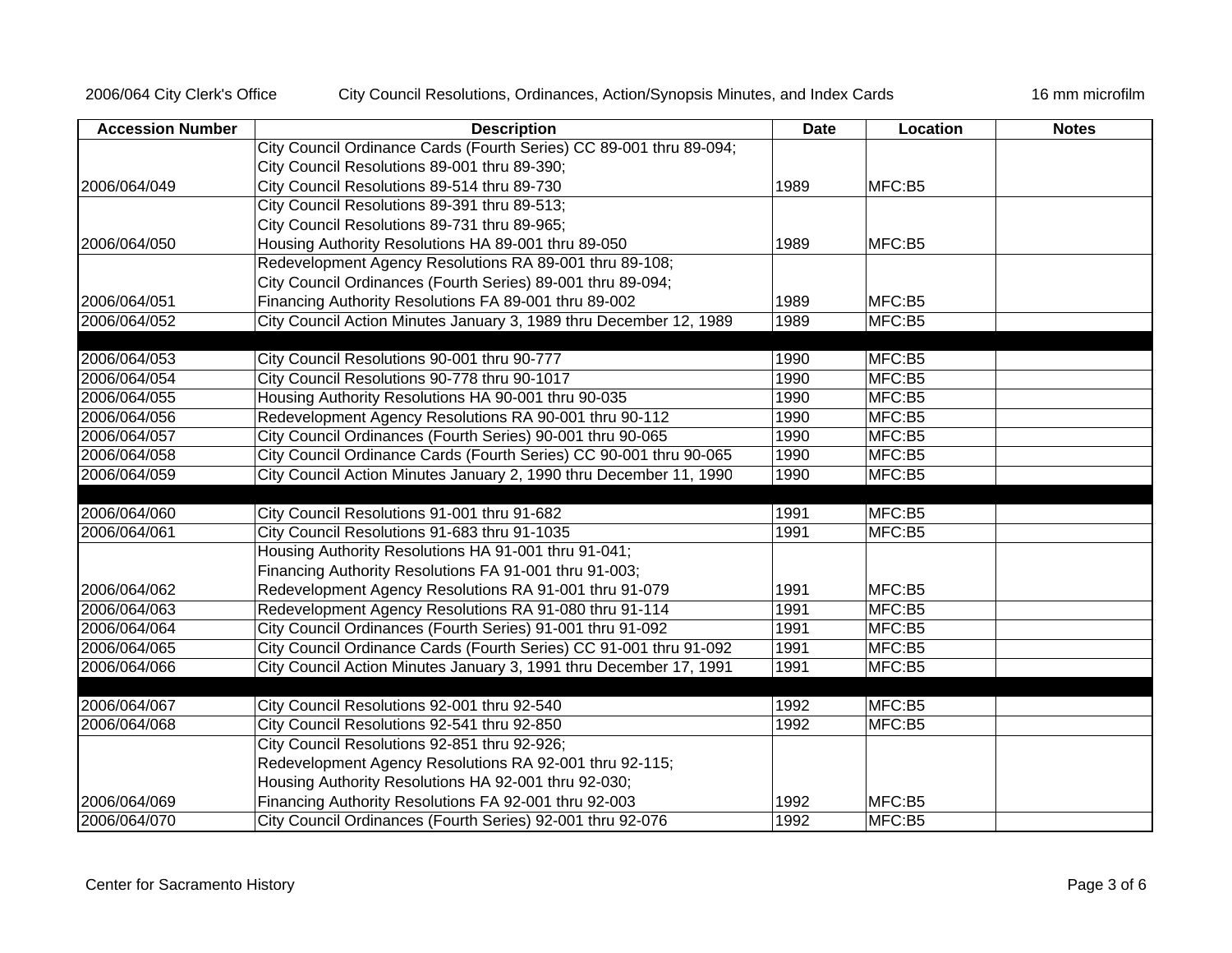2006/064 City Clerk's Office — City Council Resolutions, Ordinances, Action/Synopsis Minutes, and Index Cards — 16 mm microfilm

| Accession Number | Description | Date | Location | Notes |
|---|---|---|---|---|
| 2006/064/049 | City Council Ordinance Cards (Fourth Series) CC 89-001 thru 89-094; City Council Resolutions 89-001 thru 89-390; City Council Resolutions 89-514 thru 89-730 | 1989 | MFC:B5 | |
| 2006/064/050 | City Council Resolutions 89-391 thru 89-513; City Council Resolutions 89-731 thru 89-965; Housing Authority Resolutions HA 89-001 thru 89-050 | 1989 | MFC:B5 | |
| 2006/064/051 | Redevelopment Agency Resolutions RA 89-001 thru 89-108; City Council Ordinances (Fourth Series) 89-001 thru 89-094; Financing Authority Resolutions FA 89-001 thru 89-002 | 1989 | MFC:B5 | |
| 2006/064/052 | City Council Action Minutes January 3, 1989 thru December 12, 1989 | 1989 | MFC:B5 | |
| | | | | |
| 2006/064/053 | City Council Resolutions 90-001 thru 90-777 | 1990 | MFC:B5 | |
| 2006/064/054 | City Council Resolutions 90-778 thru 90-1017 | 1990 | MFC:B5 | |
| 2006/064/055 | Housing Authority Resolutions HA 90-001 thru 90-035 | 1990 | MFC:B5 | |
| 2006/064/056 | Redevelopment Agency Resolutions RA 90-001 thru 90-112 | 1990 | MFC:B5 | |
| 2006/064/057 | City Council Ordinances (Fourth Series) 90-001 thru 90-065 | 1990 | MFC:B5 | |
| 2006/064/058 | City Council Ordinance Cards (Fourth Series) CC 90-001 thru 90-065 | 1990 | MFC:B5 | |
| 2006/064/059 | City Council Action Minutes January 2, 1990 thru December 11, 1990 | 1990 | MFC:B5 | |
| | | | | |
| 2006/064/060 | City Council Resolutions 91-001 thru 91-682 | 1991 | MFC:B5 | |
| 2006/064/061 | City Council Resolutions 91-683 thru 91-1035 | 1991 | MFC:B5 | |
| 2006/064/062 | Housing Authority Resolutions HA 91-001 thru 91-041; Financing Authority Resolutions FA 91-001 thru 91-003; Redevelopment Agency Resolutions RA 91-001 thru 91-079 | 1991 | MFC:B5 | |
| 2006/064/063 | Redevelopment Agency Resolutions RA 91-080 thru 91-114 | 1991 | MFC:B5 | |
| 2006/064/064 | City Council Ordinances (Fourth Series) 91-001 thru 91-092 | 1991 | MFC:B5 | |
| 2006/064/065 | City Council Ordinance Cards (Fourth Series) CC 91-001 thru 91-092 | 1991 | MFC:B5 | |
| 2006/064/066 | City Council Action Minutes January 3, 1991 thru December 17, 1991 | 1991 | MFC:B5 | |
| | | | | |
| 2006/064/067 | City Council Resolutions 92-001 thru 92-540 | 1992 | MFC:B5 | |
| 2006/064/068 | City Council Resolutions 92-541 thru 92-850 | 1992 | MFC:B5 | |
| 2006/064/069 | City Council Resolutions 92-851 thru 92-926; Redevelopment Agency Resolutions RA 92-001 thru 92-115; Housing Authority Resolutions HA 92-001 thru 92-030; Financing Authority Resolutions FA 92-001 thru 92-003 | 1992 | MFC:B5 | |
| 2006/064/070 | City Council Ordinances (Fourth Series) 92-001 thru 92-076 | 1992 | MFC:B5 | |

Center for Sacramento History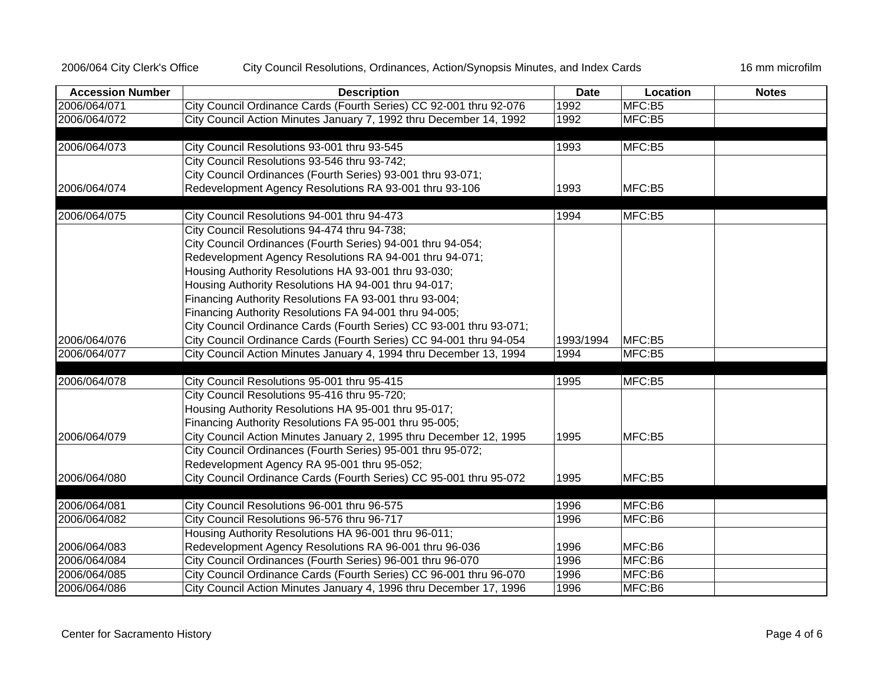| Accession Number | Description | Date | Location | Notes |
|---|---|---|---|---|
| 2006/064/071 | City Council Ordinance Cards (Fourth Series) CC 92-001 thru 92-076 | 1992 | MFC:B5 | |
| 2006/064/072 | City Council Action Minutes January 7, 1992 thru December 14, 1992 | 1992 | MFC:B5 | |
| | | | | |
| 2006/064/073 | City Council Resolutions 93-001 thru 93-545 | 1993 | MFC:B5 | |
| 2006/064/074 | City Council Resolutions 93-546 thru 93-742; City Council Ordinances (Fourth Series) 93-001 thru 93-071; Redevelopment Agency Resolutions RA 93-001 thru 93-106 | 1993 | MFC:B5 | |
| | | | | |
| 2006/064/075 | City Council Resolutions 94-001 thru 94-473 | 1994 | MFC:B5 | |
| 2006/064/076 | City Council Resolutions 94-474 thru 94-738; City Council Ordinances (Fourth Series) 94-001 thru 94-054; Redevelopment Agency Resolutions RA 94-001 thru 94-071; Housing Authority Resolutions HA 93-001 thru 93-030; Housing Authority Resolutions HA 94-001 thru 94-017; Financing Authority Resolutions FA 93-001 thru 93-004; Financing Authority Resolutions FA 94-001 thru 94-005; City Council Ordinance Cards (Fourth Series) CC 93-001 thru 93-071; City Council Ordinance Cards (Fourth Series) CC 94-001 thru 94-054 | 1993/1994 | MFC:B5 | |
| 2006/064/077 | City Council Action Minutes January 4, 1994 thru December 13, 1994 | 1994 | MFC:B5 | |
| | | | | |
| 2006/064/078 | City Council Resolutions 95-001 thru 95-415 | 1995 | MFC:B5 | |
| 2006/064/079 | City Council Resolutions 95-416 thru 95-720; Housing Authority Resolutions HA 95-001 thru 95-017; Financing Authority Resolutions FA 95-001 thru 95-005; City Council Action Minutes January 2, 1995 thru December 12, 1995 | 1995 | MFC:B5 | |
| 2006/064/080 | City Council Ordinances (Fourth Series) 95-001 thru 95-072; Redevelopment Agency RA 95-001 thru 95-052; City Council Ordinance Cards (Fourth Series) CC 95-001 thru 95-072 | 1995 | MFC:B5 | |
| | | | | |
| 2006/064/081 | City Council Resolutions 96-001 thru 96-575 | 1996 | MFC:B6 | |
| 2006/064/082 | City Council Resolutions 96-576 thru 96-717 | 1996 | MFC:B6 | |
| 2006/064/083 | Housing Authority Resolutions HA 96-001 thru 96-011; Redevelopment Agency Resolutions RA 96-001 thru 96-036 | 1996 | MFC:B6 | |
| 2006/064/084 | City Council Ordinances (Fourth Series) 96-001 thru 96-070 | 1996 | MFC:B6 | |
| 2006/064/085 | City Council Ordinance Cards (Fourth Series) CC 96-001 thru 96-070 | 1996 | MFC:B6 | |
| 2006/064/086 | City Council Action Minutes January 4, 1996 thru December 17, 1996 | 1996 | MFC:B6 | |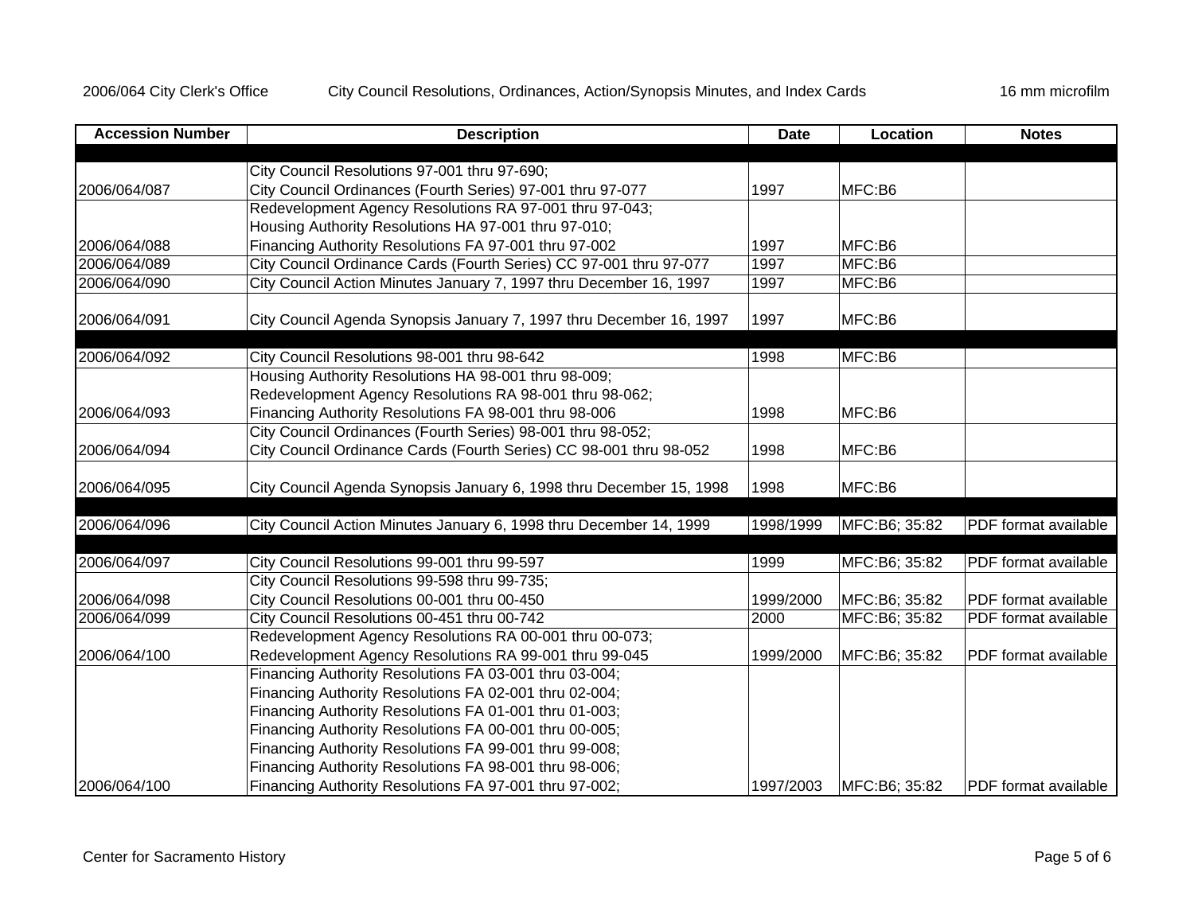| Accession Number | Description | Date | Location | Notes |
| --- | --- | --- | --- | --- |
| | | | | |
| 2006/064/087 | City Council Resolutions 97-001 thru 97-690;<br>City Council Ordinances (Fourth Series) 97-001 thru 97-077 | 1997 | MFC:B6 | |
| 2006/064/088 | Redevelopment Agency Resolutions RA 97-001 thru 97-043;<br>Housing Authority Resolutions HA 97-001 thru 97-010;<br>Financing Authority Resolutions FA 97-001 thru 97-002 | 1997 | MFC:B6 | |
| 2006/064/089 | City Council Ordinance Cards (Fourth Series) CC 97-001 thru 97-077 | 1997 | MFC:B6 | |
| 2006/064/090 | City Council Action Minutes January 7, 1997 thru December 16, 1997 | 1997 | MFC:B6 | |
| 2006/064/091 | City Council Agenda Synopsis January 7, 1997 thru December 16, 1997 | 1997 | MFC:B6 | |
| | | | | |
| 2006/064/092 | City Council Resolutions 98-001 thru 98-642 | 1998 | MFC:B6 | |
| 2006/064/093 | Housing Authority Resolutions HA 98-001 thru 98-009;<br>Redevelopment Agency Resolutions RA 98-001 thru 98-062;<br>Financing Authority Resolutions FA 98-001 thru 98-006 | 1998 | MFC:B6 | |
| 2006/064/094 | City Council Ordinances (Fourth Series) 98-001 thru 98-052;<br>City Council Ordinance Cards (Fourth Series) CC 98-001 thru 98-052 | 1998 | MFC:B6 | |
| 2006/064/095 | City Council Agenda Synopsis January 6, 1998 thru December 15, 1998 | 1998 | MFC:B6 | |
| | | | | |
| 2006/064/096 | City Council Action Minutes January 6, 1998 thru December 14, 1999 | 1998/1999 | MFC:B6; 35:82 | PDF format available |
| | | | | |
| 2006/064/097 | City Council Resolutions 99-001 thru 99-597 | 1999 | MFC:B6; 35:82 | PDF format available |
| 2006/064/098 | City Council Resolutions 99-598 thru 99-735;<br>City Council Resolutions 00-001 thru 00-450 | 1999/2000 | MFC:B6; 35:82 | PDF format available |
| 2006/064/099 | City Council Resolutions 00-451 thru 00-742 | 2000 | MFC:B6; 35:82 | PDF format available |
| 2006/064/100 | Redevelopment Agency Resolutions RA 00-001 thru 00-073;<br>Redevelopment Agency Resolutions RA 99-001 thru 99-045 | 1999/2000 | MFC:B6; 35:82 | PDF format available |
| 2006/064/100 | Financing Authority Resolutions FA 03-001 thru 03-004;<br>Financing Authority Resolutions FA 02-001 thru 02-004;<br>Financing Authority Resolutions FA 01-001 thru 01-003;<br>Financing Authority Resolutions FA 00-001 thru 00-005;<br>Financing Authority Resolutions FA 99-001 thru 99-008;<br>Financing Authority Resolutions FA 98-001 thru 98-006;<br>Financing Authority Resolutions FA 97-001 thru 97-002; | 1997/2003 | MFC:B6; 35:82 | PDF format available |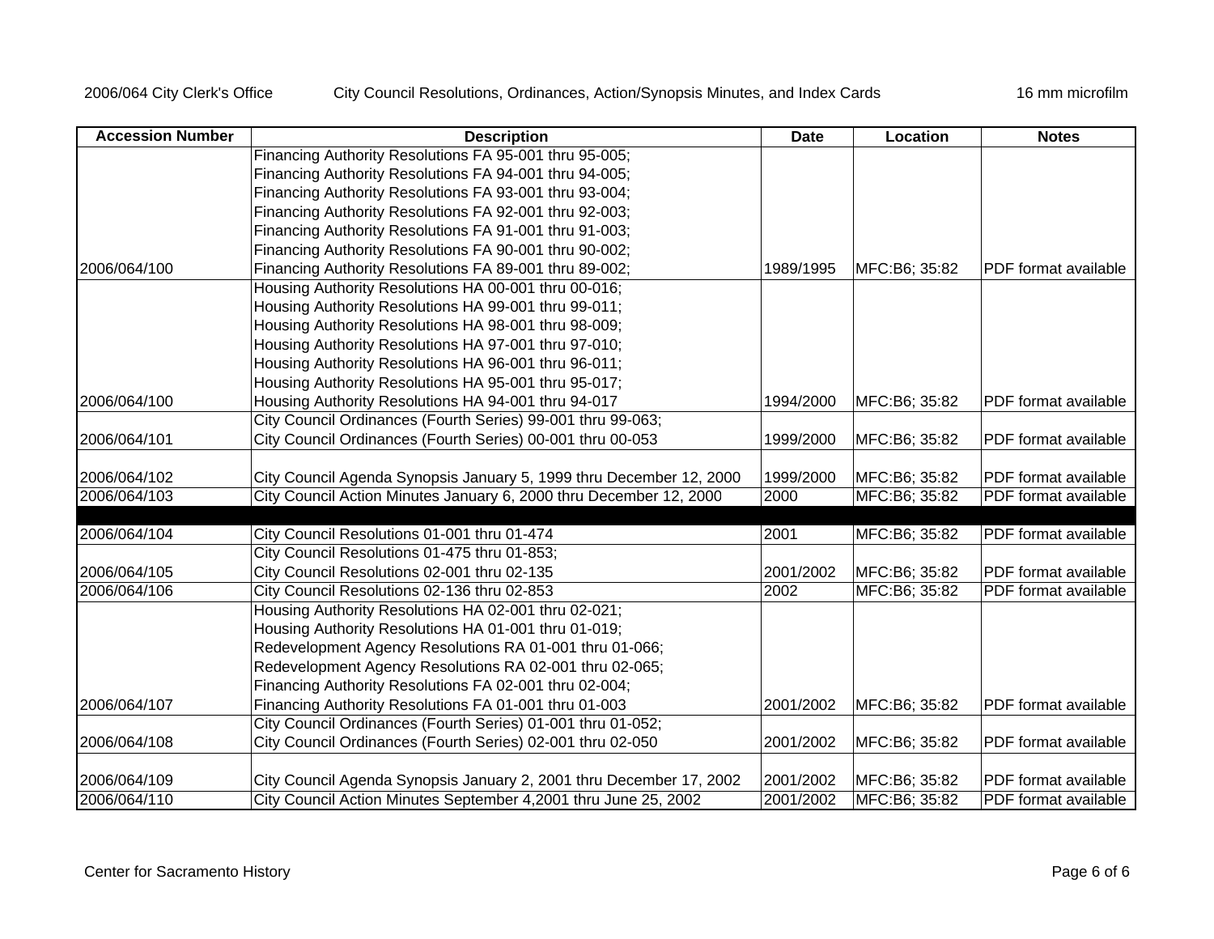| Accession Number | Description | Date | Location | Notes |
|---|---|---|---|---|
| 2006/064/100 | Financing Authority Resolutions FA 95-001 thru 95-005;<br>Financing Authority Resolutions FA 94-001 thru 94-005;<br>Financing Authority Resolutions FA 93-001 thru 93-004;<br>Financing Authority Resolutions FA 92-001 thru 92-003;<br>Financing Authority Resolutions FA 91-001 thru 91-003;<br>Financing Authority Resolutions FA 90-001 thru 90-002;<br>Financing Authority Resolutions FA 89-001 thru 89-002; | 1989/1995 | MFC:B6; 35:82 | PDF format available |
| 2006/064/100 | Housing Authority Resolutions HA 00-001 thru 00-016;<br>Housing Authority Resolutions HA 99-001 thru 99-011;<br>Housing Authority Resolutions HA 98-001 thru 98-009;<br>Housing Authority Resolutions HA 97-001 thru 97-010;<br>Housing Authority Resolutions HA 96-001 thru 96-011;<br>Housing Authority Resolutions HA 95-001 thru 95-017;<br>Housing Authority Resolutions HA 94-001 thru 94-017 | 1994/2000 | MFC:B6; 35:82 | PDF format available |
| 2006/064/101 | City Council Ordinances (Fourth Series) 99-001 thru 99-063;<br>City Council Ordinances (Fourth Series) 00-001 thru 00-053 | 1999/2000 | MFC:B6; 35:82 | PDF format available |
| 2006/064/102 | City Council Agenda Synopsis January 5, 1999 thru December 12, 2000 | 1999/2000 | MFC:B6; 35:82 | PDF format available |
| 2006/064/103 | City Council Action Minutes January 6, 2000 thru December 12, 2000 | 2000 | MFC:B6; 35:82 | PDF format available |
| | | | | |
| 2006/064/104 | City Council Resolutions 01-001 thru 01-474 | 2001 | MFC:B6; 35:82 | PDF format available |
| 2006/064/105 | City Council Resolutions 01-475 thru 01-853;<br>City Council Resolutions 02-001 thru 02-135 | 2001/2002 | MFC:B6; 35:82 | PDF format available |
| 2006/064/106 | City Council Resolutions 02-136 thru 02-853 | 2002 | MFC:B6; 35:82 | PDF format available |
| 2006/064/107 | Housing Authority Resolutions HA 02-001 thru 02-021;<br>Housing Authority Resolutions HA 01-001 thru 01-019;<br>Redevelopment Agency Resolutions RA 01-001 thru 01-066;<br>Redevelopment Agency Resolutions RA 02-001 thru 02-065;<br>Financing Authority Resolutions FA 02-001 thru 02-004;<br>Financing Authority Resolutions FA 01-001 thru 01-003 | 2001/2002 | MFC:B6; 35:82 | PDF format available |
| 2006/064/108 | City Council Ordinances (Fourth Series) 01-001 thru 01-052;<br>City Council Ordinances (Fourth Series) 02-001 thru 02-050 | 2001/2002 | MFC:B6; 35:82 | PDF format available |
| 2006/064/109 | City Council Agenda Synopsis January 2, 2001 thru December 17, 2002 | 2001/2002 | MFC:B6; 35:82 | PDF format available |
| 2006/064/110 | City Council Action Minutes September 4,2001 thru June 25, 2002 | 2001/2002 | MFC:B6; 35:82 | PDF format available |